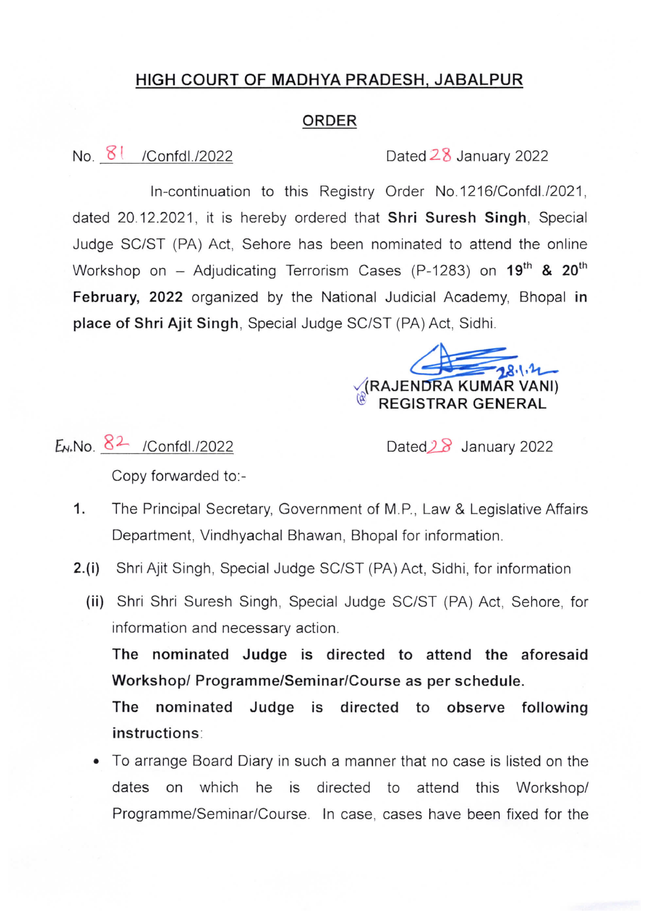## HIGH COURT OF MADHYA PRADESH, JABALPUR

### ORDER

No. 81 /Confdl./2022 Dated 28 January 2022

In-continuation to this Registry Order No.1216/Confdl./2021, dated 20.12.2021, it is hereby ordered that **Shri Suresh Singh**, Special Judge SC/ST (PA) Act, Sehore has been nominated to attend the online Workshop on – Adjudicating Terrorism Cases (P-1283) on **19th & 20th February, 2022** organized by the National Judicial Academy, Bhopal **in place of Shri Ajit Singh**, Special Judge SC/ST (PA) Act, Sidhi.

28.1.22

**(RAJENDRA KUMAR VANI)**
**REGISTRAR GENERAL**

En.No. 82 /Confdl./2022 Dated 28 January 2022

Copy forwarded to:-

1. The Principal Secretary, Government of M.P., Law & Legislative Affairs Department, Vindhyachal Bhawan, Bhopal for information.

2.(i) Shri Ajit Singh, Special Judge SC/ST (PA) Act, Sidhi, for information

(ii) Shri Shri Suresh Singh, Special Judge SC/ST (PA) Act, Sehore, for information and necessary action.

**The nominated Judge is directed to attend the aforesaid Workshop/ Programme/Seminar/Course as per schedule.**

**The nominated Judge is directed to observe following instructions**:

- To arrange Board Diary in such a manner that no case is listed on the dates on which he is directed to attend this Workshop/ Programme/Seminar/Course. In case, cases have been fixed for the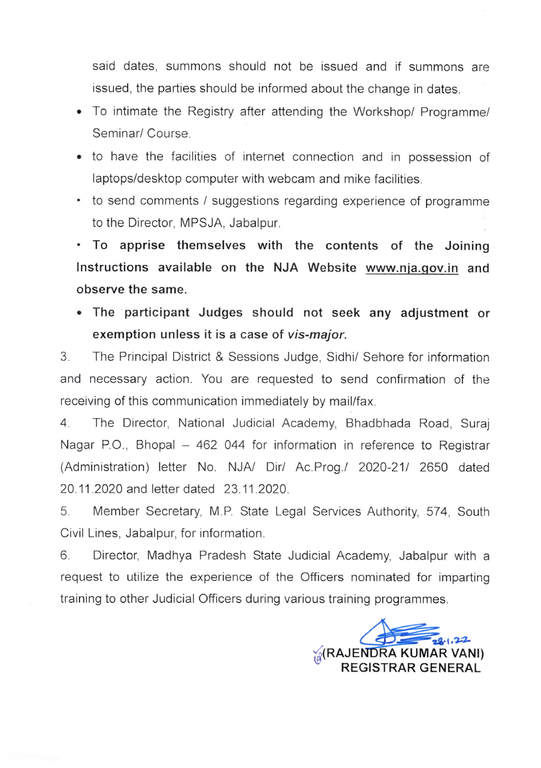said dates, summons should not be issued and if summons are issued, the parties should be informed about the change in dates.

- To intimate the Registry after attending the Workshop/ Programme/ Seminar/ Course.
- to have the facilities of internet connection and in possession of laptops/desktop computer with webcam and mike facilities.
- to send comments / suggestions regarding experience of programme to the Director, MPSJA, Jabalpur.
- **To apprise themselves with the contents of the Joining Instructions available on the NJA Website www.nja.gov.in and observe the same.**
- **The participant Judges should not seek any adjustment or exemption unless it is a case of *vis-major*.**

3. The Principal District & Sessions Judge, Sidhi/ Sehore for information and necessary action. You are requested to send confirmation of the receiving of this communication immediately by mail/fax.

4. The Director, National Judicial Academy, Bhadbhada Road, Suraj Nagar P.O., Bhopal – 462 044 for information in reference to Registrar (Administration) letter No. NJA/ Dir/ Ac.Prog./ 2020-21/ 2650 dated 20.11.2020 and letter dated 23.11.2020.

5. Member Secretary, M.P. State Legal Services Authority, 574, South Civil Lines, Jabalpur, for information.

6. Director, Madhya Pradesh State Judicial Academy, Jabalpur with a request to utilize the experience of the Officers nominated for imparting training to other Judicial Officers during various training programmes.

28.1.22

**(RAJENDRA KUMAR VANI)**
**REGISTRAR GENERAL**